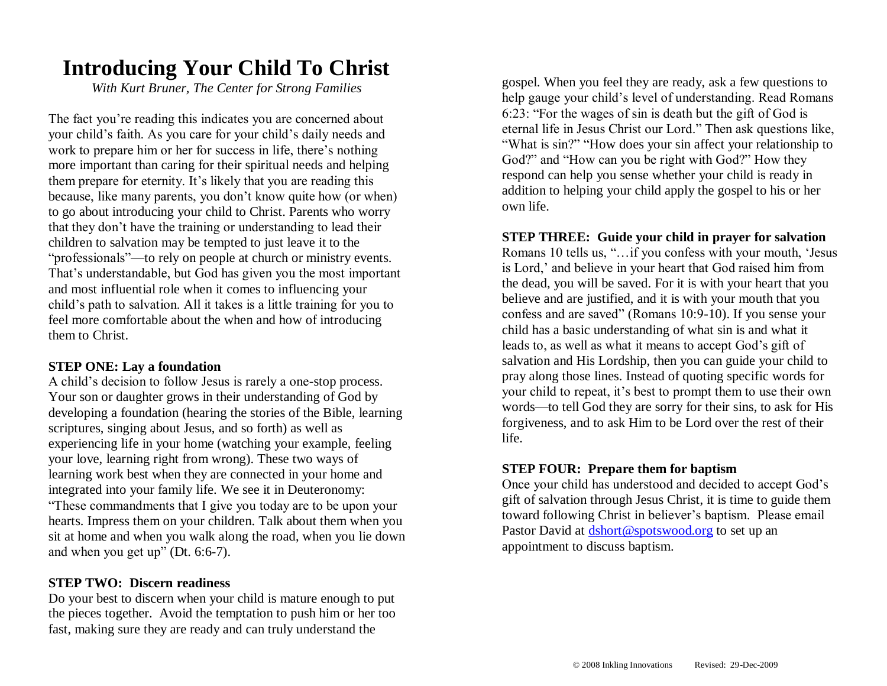# Introducing Your Child To Christ

*With Kurt Bruner, The Center for Strong Families*

The fact you're reading this indicates you are concerned about your child's faith. As you care for your child's daily needs and work to prepare him or her for success in life, there's nothing more important than caring for their spiritual needs and helping them prepare for eternity. It's likely that you are reading this because, like many parents, you don't know quite how (or when) to go about introducing your child to Christ. Parents who worry that they don't have the training or understanding to lead their children to salvation may be tempted to just leave it to the "professionals"—to rely on people at church or ministry events. That's understandable, but God has given you the most important and most influential role when it comes to influencing your child's path to salvation. All it takes is a little training for you to feel more comfortable about the when and how of introducing them to Christ.

**STEP ONE: Lay a foundation**

A child's decision to follow Jesus is rarely a one-stop process. Your son or daughter grows in their understanding of God by developing a foundation (hearing the stories of the Bible, learning scriptures, singing about Jesus, and so forth) as well as experiencing life in your home (watching your example, feeling your love, learning right from wrong). These two ways of learning work best when they are connected in your home and integrated into your family life. We see it in Deuteronomy: "These commandments that I give you today are to be upon your hearts. Impress them on your children. Talk about them when you sit at home and when you walk along the road, when you lie down and when you get up" (Dt. 6:6-7).

**STEP TWO: Discern readiness**

Do your best to discern when your child is mature enough to put the pieces together. Avoid the temptation to push him or her too fast, making sure they are ready and can truly understand the gospel. When you feel they are ready, ask a few questions to help gauge your child's level of understanding. Read Romans 6:23: "For the wages of sin is death but the gift of God is eternal life in Jesus Christ our Lord." Then ask questions like, "What is sin?" "How does your sin affect your relationship to God?" and "How can you be right with God?" How they respond can help you sense whether your child is ready in addition to helping your child apply the gospel to his or her own life.

**STEP THREE: Guide your child in prayer for salvation**

Romans 10 tells us, "…if you confess with your mouth, 'Jesus is Lord,' and believe in your heart that God raised him from the dead, you will be saved. For it is with your heart that you believe and are justified, and it is with your mouth that you confess and are saved" (Romans 10:9-10). If you sense your child has a basic understanding of what sin is and what it leads to, as well as what it means to accept God's gift of salvation and His Lordship, then you can guide your child to pray along those lines. Instead of quoting specific words for your child to repeat, it's best to prompt them to use their own words—to tell God they are sorry for their sins, to ask for His forgiveness, and to ask Him to be Lord over the rest of their life.

**STEP FOUR: Prepare them for baptism**

Once your child has understood and decided to accept God's gift of salvation through Jesus Christ, it is time to guide them toward following Christ in believer's baptism. Please email Pastor David at [dshort@spotswood.org](mailto:dshort@spotswood.org) to set up an appointment to discuss baptism.

© 2008 Inkling Innovations    Revised: 29-Dec-2009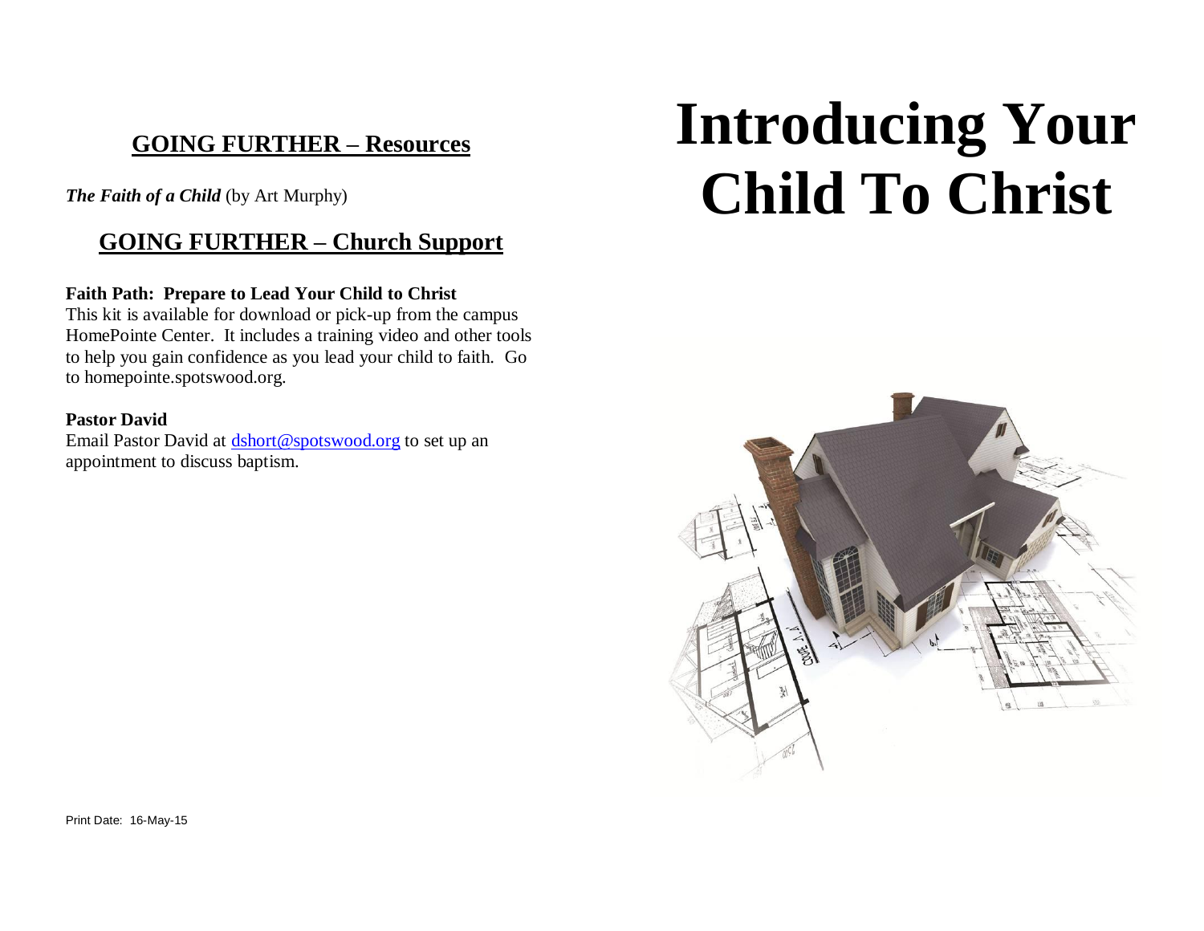## GOING FURTHER – Resources

***The Faith of a Child*** (by Art Murphy)

## GOING FURTHER – Church Support

**Faith Path: Prepare to Lead Your Child to Christ**
This kit is available for download or pick-up from the campus HomePointe Center. It includes a training video and other tools to help you gain confidence as you lead your child to faith. Go to homepointe.spotswood.org.

**Pastor David**
Email Pastor David at dshort@spotswood.org to set up an appointment to discuss baptism.

Print Date: 16-May-15

# Introducing Your Child To Christ